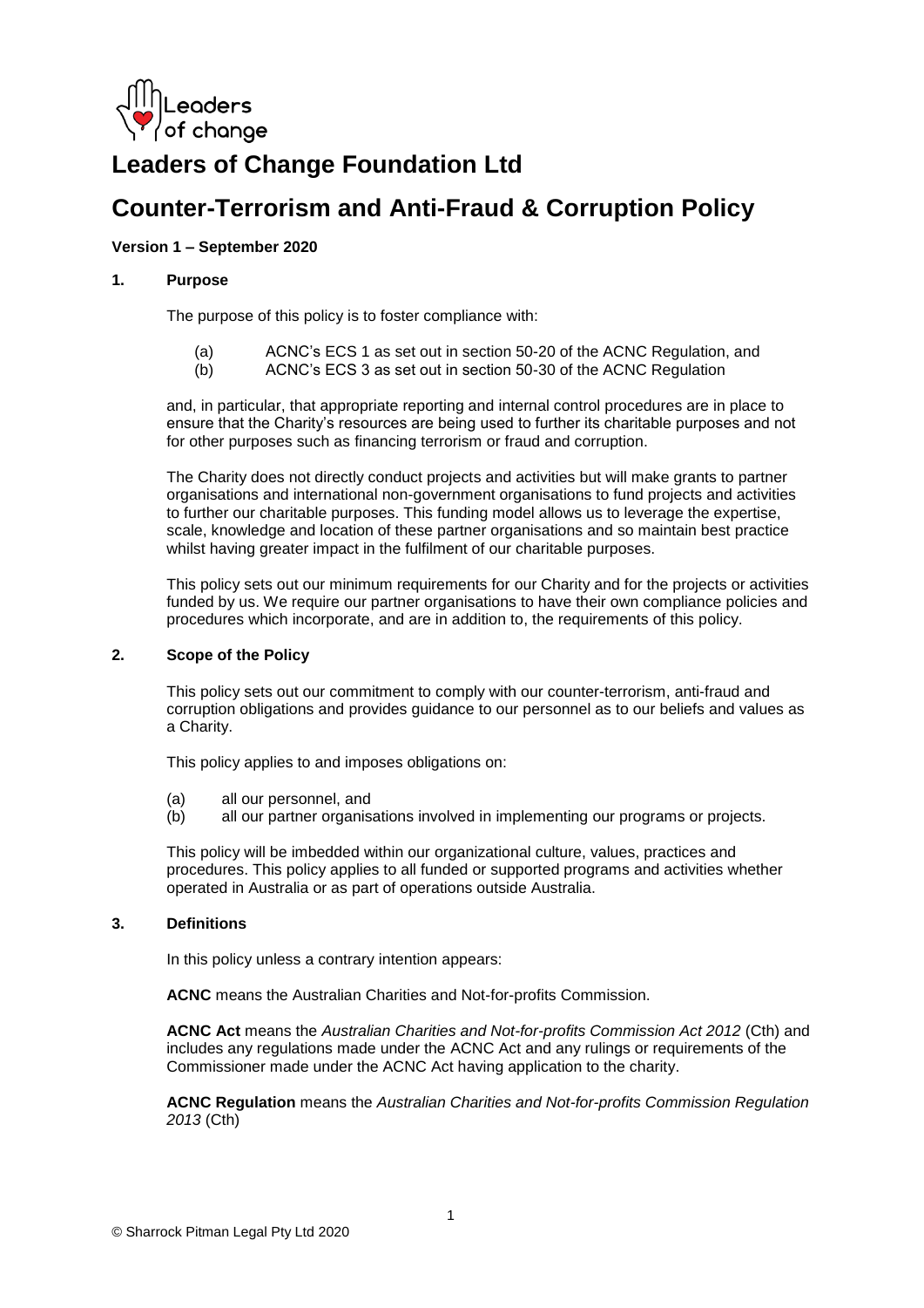# Leaders of Change Foundation Ltd

# Counter-Terrorism and Anti-Fraud & Corruption Policy

**Version 1 – September 2020**

## 1. Purpose

The purpose of this policy is to foster compliance with:

(a) ACNC's ECS 1 as set out in section 50-20 of the ACNC Regulation, and
(b) ACNC's ECS 3 as set out in section 50-30 of the ACNC Regulation

and, in particular, that appropriate reporting and internal control procedures are in place to ensure that the Charity's resources are being used to further its charitable purposes and not for other purposes such as financing terrorism or fraud and corruption.

The Charity does not directly conduct projects and activities but will make grants to partner organisations and international non-government organisations to fund projects and activities to further our charitable purposes. This funding model allows us to leverage the expertise, scale, knowledge and location of these partner organisations and so maintain best practice whilst having greater impact in the fulfilment of our charitable purposes.

This policy sets out our minimum requirements for our Charity and for the projects or activities funded by us. We require our partner organisations to have their own compliance policies and procedures which incorporate, and are in addition to, the requirements of this policy.

## 2. Scope of the Policy

This policy sets out our commitment to comply with our counter-terrorism, anti-fraud and corruption obligations and provides guidance to our personnel as to our beliefs and values as a Charity.

This policy applies to and imposes obligations on:

(a) all our personnel, and
(b) all our partner organisations involved in implementing our programs or projects.

This policy will be imbedded within our organizational culture, values, practices and procedures. This policy applies to all funded or supported programs and activities whether operated in Australia or as part of operations outside Australia.

## 3. Definitions

In this policy unless a contrary intention appears:

**ACNC** means the Australian Charities and Not-for-profits Commission.

**ACNC Act** means the *Australian Charities and Not-for-profits Commission Act 2012* (Cth) and includes any regulations made under the ACNC Act and any rulings or requirements of the Commissioner made under the ACNC Act having application to the charity.

**ACNC Regulation** means the *Australian Charities and Not-for-profits Commission Regulation 2013* (Cth)

© Sharrock Pitman Legal Pty Ltd 2020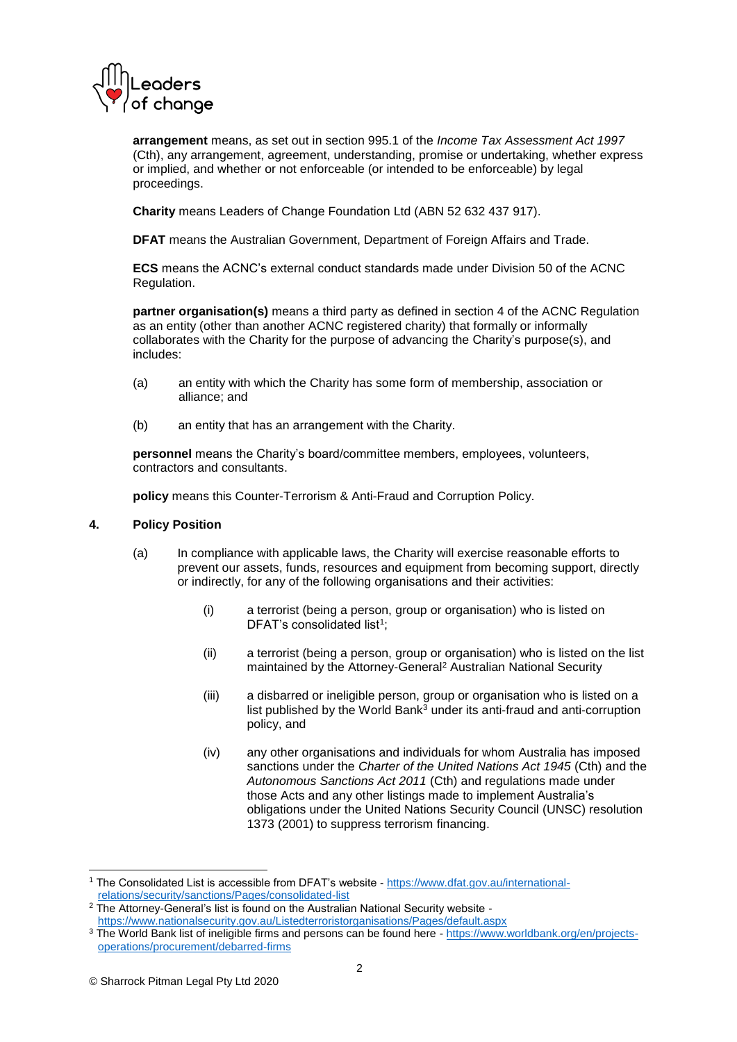**arrangement** means, as set out in section 995.1 of the *Income Tax Assessment Act 1997* (Cth), any arrangement, agreement, understanding, promise or undertaking, whether express or implied, and whether or not enforceable (or intended to be enforceable) by legal proceedings.

**Charity** means Leaders of Change Foundation Ltd (ABN 52 632 437 917).

**DFAT** means the Australian Government, Department of Foreign Affairs and Trade.

**ECS** means the ACNC's external conduct standards made under Division 50 of the ACNC Regulation.

**partner organisation(s)** means a third party as defined in section 4 of the ACNC Regulation as an entity (other than another ACNC registered charity) that formally or informally collaborates with the Charity for the purpose of advancing the Charity's purpose(s), and includes:

(a) an entity with which the Charity has some form of membership, association or alliance; and

(b) an entity that has an arrangement with the Charity.

**personnel** means the Charity's board/committee members, employees, volunteers, contractors and consultants.

**policy** means this Counter-Terrorism & Anti-Fraud and Corruption Policy.

## 4. Policy Position

(a) In compliance with applicable laws, the Charity will exercise reasonable efforts to prevent our assets, funds, resources and equipment from becoming support, directly or indirectly, for any of the following organisations and their activities:

(i) a terrorist (being a person, group or organisation) who is listed on DFAT's consolidated list[1];

(ii) a terrorist (being a person, group or organisation) who is listed on the list maintained by the Attorney-General[2] Australian National Security

(iii) a disbarred or ineligible person, group or organisation who is listed on a list published by the World Bank[3] under its anti-fraud and anti-corruption policy, and

(iv) any other organisations and individuals for whom Australia has imposed sanctions under the *Charter of the United Nations Act 1945* (Cth) and the *Autonomous Sanctions Act 2011* (Cth) and regulations made under those Acts and any other listings made to implement Australia's obligations under the United Nations Security Council (UNSC) resolution 1373 (2001) to suppress terrorism financing.

---

[1] The Consolidated List is accessible from DFAT's website - https://www.dfat.gov.au/international-relations/security/sanctions/Pages/consolidated-list

[2] The Attorney-General's list is found on the Australian National Security website - https://www.nationalsecurity.gov.au/Listedterroristorganisations/Pages/default.aspx

[3] The World Bank list of ineligible firms and persons can be found here - https://www.worldbank.org/en/projects-operations/procurement/debarred-firms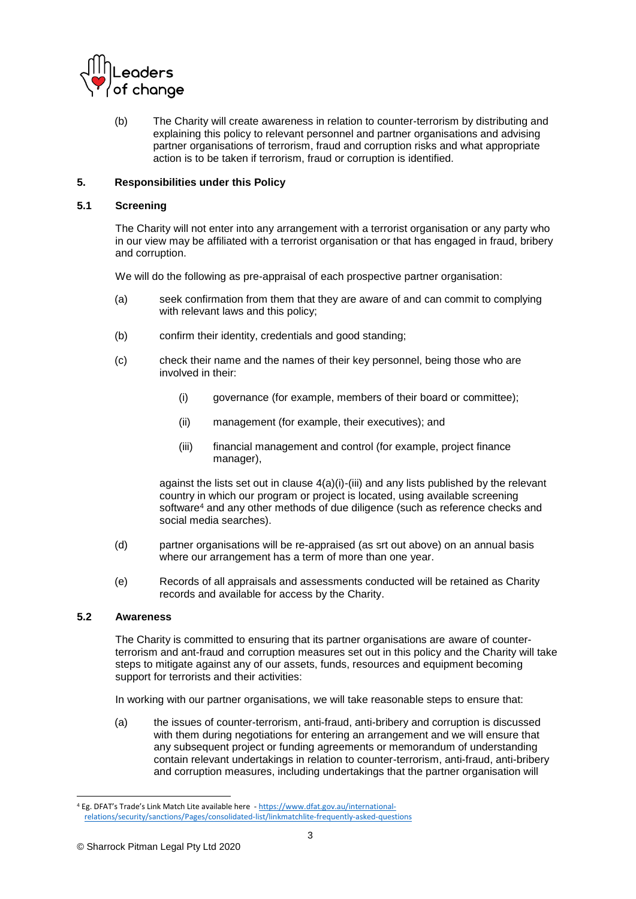(b) The Charity will create awareness in relation to counter-terrorism by distributing and explaining this policy to relevant personnel and partner organisations and advising partner organisations of terrorism, fraud and corruption risks and what appropriate action is to be taken if terrorism, fraud or corruption is identified.

## 5. Responsibilities under this Policy

### 5.1 Screening

The Charity will not enter into any arrangement with a terrorist organisation or any party who in our view may be affiliated with a terrorist organisation or that has engaged in fraud, bribery and corruption.

We will do the following as pre-appraisal of each prospective partner organisation:

(a) seek confirmation from them that they are aware of and can commit to complying with relevant laws and this policy;

(b) confirm their identity, credentials and good standing;

(c) check their name and the names of their key personnel, being those who are involved in their:

- (i) governance (for example, members of their board or committee);
- (ii) management (for example, their executives); and
- (iii) financial management and control (for example, project finance manager),

against the lists set out in clause 4(a)(i)-(iii) and any lists published by the relevant country in which our program or project is located, using available screening software[4] and any other methods of due diligence (such as reference checks and social media searches).

(d) partner organisations will be re-appraised (as srt out above) on an annual basis where our arrangement has a term of more than one year.

(e) Records of all appraisals and assessments conducted will be retained as Charity records and available for access by the Charity.

### 5.2 Awareness

The Charity is committed to ensuring that its partner organisations are aware of counter-terrorism and ant-fraud and corruption measures set out in this policy and the Charity will take steps to mitigate against any of our assets, funds, resources and equipment becoming support for terrorists and their activities:

In working with our partner organisations, we will take reasonable steps to ensure that:

(a) the issues of counter-terrorism, anti-fraud, anti-bribery and corruption is discussed with them during negotiations for entering an arrangement and we will ensure that any subsequent project or funding agreements or memorandum of understanding contain relevant undertakings in relation to counter-terrorism, anti-fraud, anti-bribery and corruption measures, including undertakings that the partner organisation will

---

[4] Eg. DFAT's Trade's Link Match Lite available here - https://www.dfat.gov.au/international-relations/security/sanctions/Pages/consolidated-list/linkmatchlite-frequently-asked-questions

© Sharrock Pitman Legal Pty Ltd 2020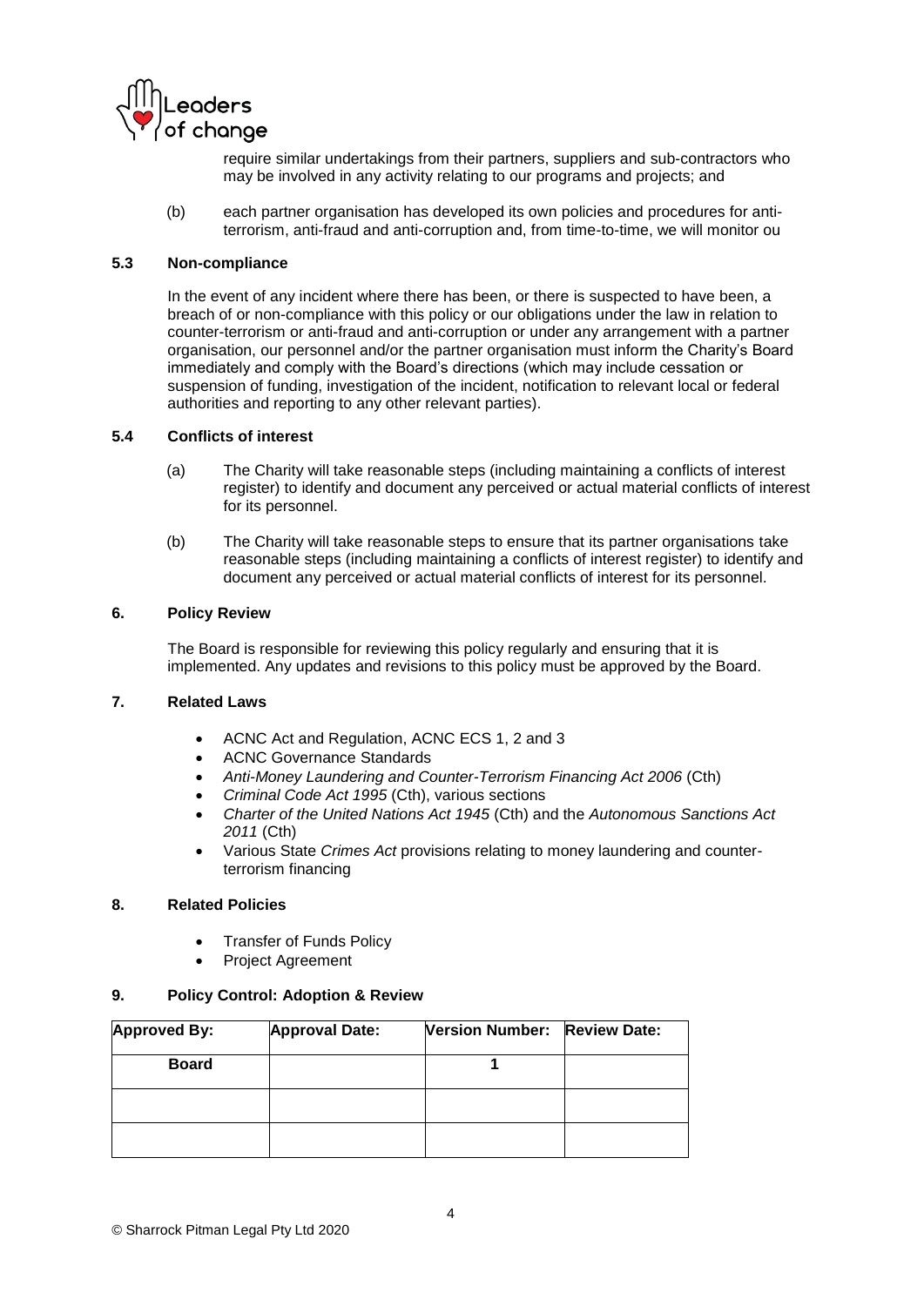require similar undertakings from their partners, suppliers and sub-contractors who may be involved in any activity relating to our programs and projects; and

(b) each partner organisation has developed its own policies and procedures for anti-terrorism, anti-fraud and anti-corruption and, from time-to-time, we will monitor ou

### 5.3 Non-compliance

In the event of any incident where there has been, or there is suspected to have been, a breach of or non-compliance with this policy or our obligations under the law in relation to counter-terrorism or anti-fraud and anti-corruption or under any arrangement with a partner organisation, our personnel and/or the partner organisation must inform the Charity's Board immediately and comply with the Board's directions (which may include cessation or suspension of funding, investigation of the incident, notification to relevant local or federal authorities and reporting to any other relevant parties).

### 5.4 Conflicts of interest

(a) The Charity will take reasonable steps (including maintaining a conflicts of interest register) to identify and document any perceived or actual material conflicts of interest for its personnel.

(b) The Charity will take reasonable steps to ensure that its partner organisations take reasonable steps (including maintaining a conflicts of interest register) to identify and document any perceived or actual material conflicts of interest for its personnel.

## 6. Policy Review

The Board is responsible for reviewing this policy regularly and ensuring that it is implemented. Any updates and revisions to this policy must be approved by the Board.

## 7. Related Laws

- ACNC Act and Regulation, ACNC ECS 1, 2 and 3
- ACNC Governance Standards
- *Anti-Money Laundering and Counter-Terrorism Financing Act 2006* (Cth)
- *Criminal Code Act 1995* (Cth), various sections
- *Charter of the United Nations Act 1945* (Cth) and the *Autonomous Sanctions Act 2011* (Cth)
- Various State *Crimes Act* provisions relating to money laundering and counter-terrorism financing

## 8. Related Policies

- Transfer of Funds Policy
- Project Agreement

## 9. Policy Control: Adoption & Review

| Approved By: | Approval Date: | Version Number: | Review Date: |
|---|---|---|---|
| Board | | 1 | |
| | | | |
| | | | |

© Sharrock Pitman Legal Pty Ltd 2020